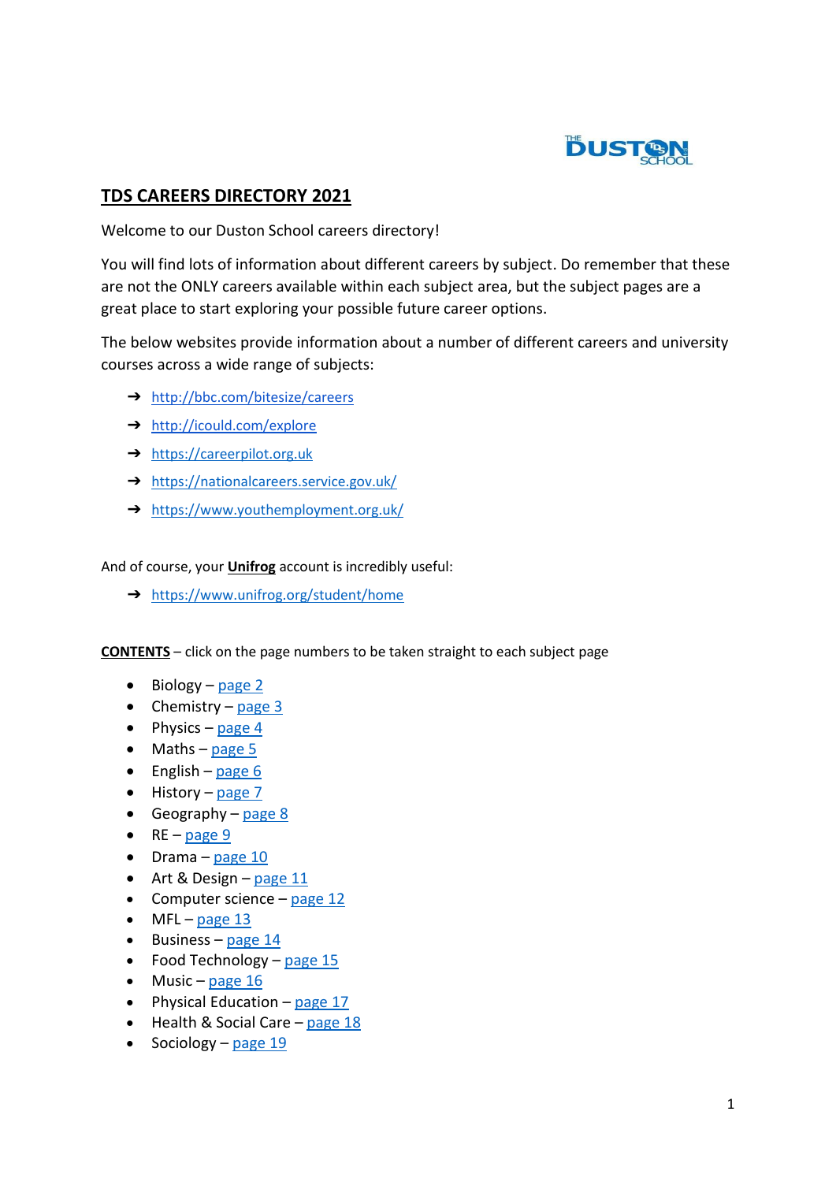# TDS CAREERS DIRECTORY 2021

Welcome to our Duston School careers directory!

You will find lots of information about different careers by subject. Do remember that these are not the ONLY careers available within each subject area, but the subject pages are a great place to start exploring your possible future career options.

The below websites provide information about a number of different careers and university courses across a wide range of subjects:

- ➔ http://bbc.com/bitesize/careers
- ➔ http://icould.com/explore
- ➔ https://careerpilot.org.uk
- ➔ https://nationalcareers.service.gov.uk/
- ➔ https://www.youthemployment.org.uk/

And of course, your **Unifrog** account is incredibly useful:

- ➔ https://www.unifrog.org/student/home

**CONTENTS** – click on the page numbers to be taken straight to each subject page

- Biology – page 2
- Chemistry – page 3
- Physics – page 4
- Maths – page 5
- English – page 6
- History – page 7
- Geography – page 8
- RE – page 9
- Drama – page 10
- Art & Design – page 11
- Computer science – page 12
- MFL – page 13
- Business – page 14
- Food Technology – page 15
- Music – page 16
- Physical Education – page 17
- Health & Social Care – page 18
- Sociology – page 19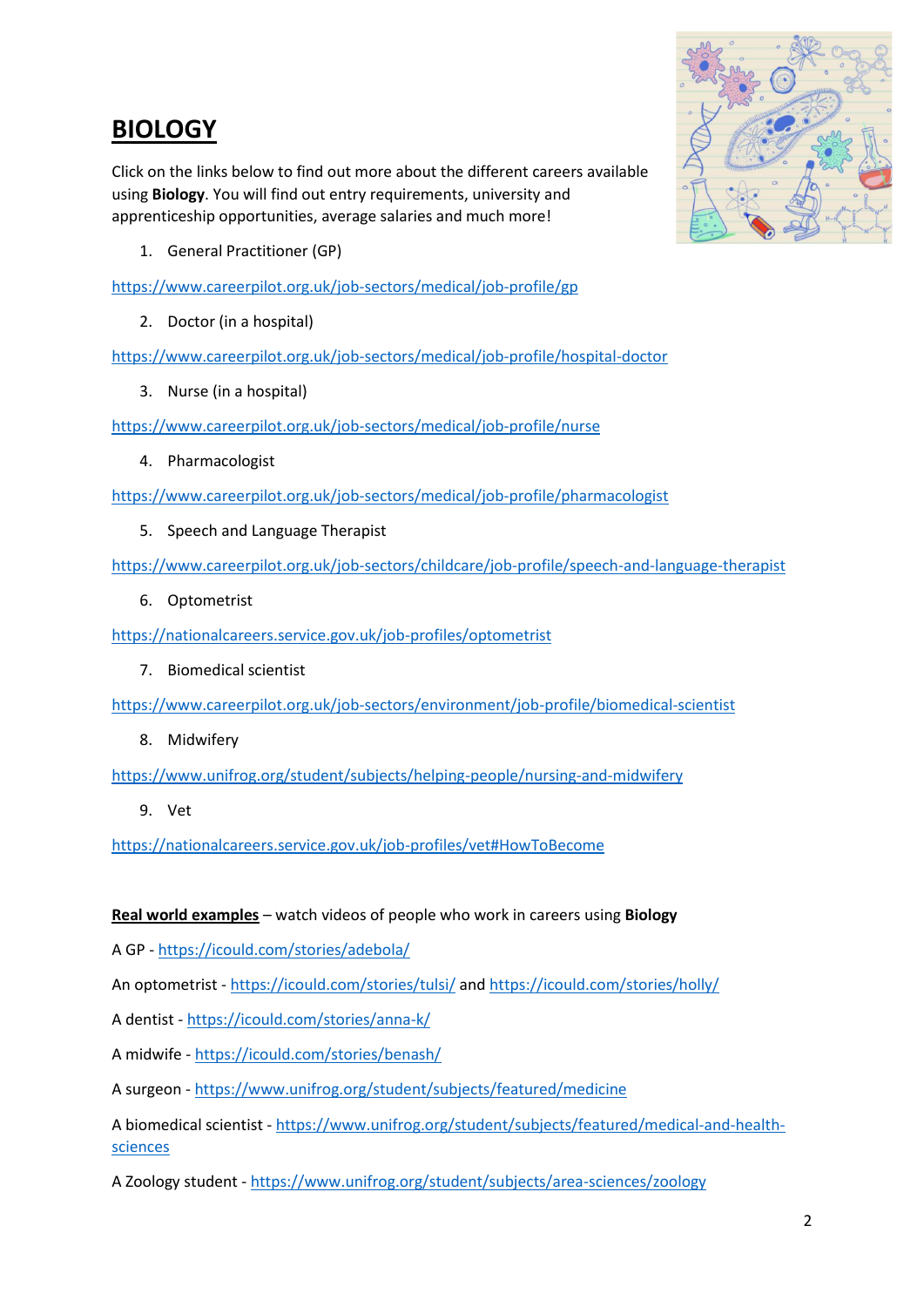# BIOLOGY

Click on the links below to find out more about the different careers available using **Biology**. You will find out entry requirements, university and apprenticeship opportunities, average salaries and much more!

1. General Practitioner (GP)

https://www.careerpilot.org.uk/job-sectors/medical/job-profile/gp

2. Doctor (in a hospital)

https://www.careerpilot.org.uk/job-sectors/medical/job-profile/hospital-doctor

3. Nurse (in a hospital)

https://www.careerpilot.org.uk/job-sectors/medical/job-profile/nurse

4. Pharmacologist

https://www.careerpilot.org.uk/job-sectors/medical/job-profile/pharmacologist

5. Speech and Language Therapist

https://www.careerpilot.org.uk/job-sectors/childcare/job-profile/speech-and-language-therapist

6. Optometrist

https://nationalcareers.service.gov.uk/job-profiles/optometrist

7. Biomedical scientist

https://www.careerpilot.org.uk/job-sectors/environment/job-profile/biomedical-scientist

8. Midwifery

https://www.unifrog.org/student/subjects/helping-people/nursing-and-midwifery

9. Vet

https://nationalcareers.service.gov.uk/job-profiles/vet#HowToBecome

**Real world examples** – watch videos of people who work in careers using **Biology**

A GP - https://icould.com/stories/adebola/

An optometrist - https://icould.com/stories/tulsi/ and https://icould.com/stories/holly/

A dentist - https://icould.com/stories/anna-k/

A midwife - https://icould.com/stories/benash/

A surgeon - https://www.unifrog.org/student/subjects/featured/medicine

A biomedical scientist - https://www.unifrog.org/student/subjects/featured/medical-and-health-sciences

A Zoology student - https://www.unifrog.org/student/subjects/area-sciences/zoology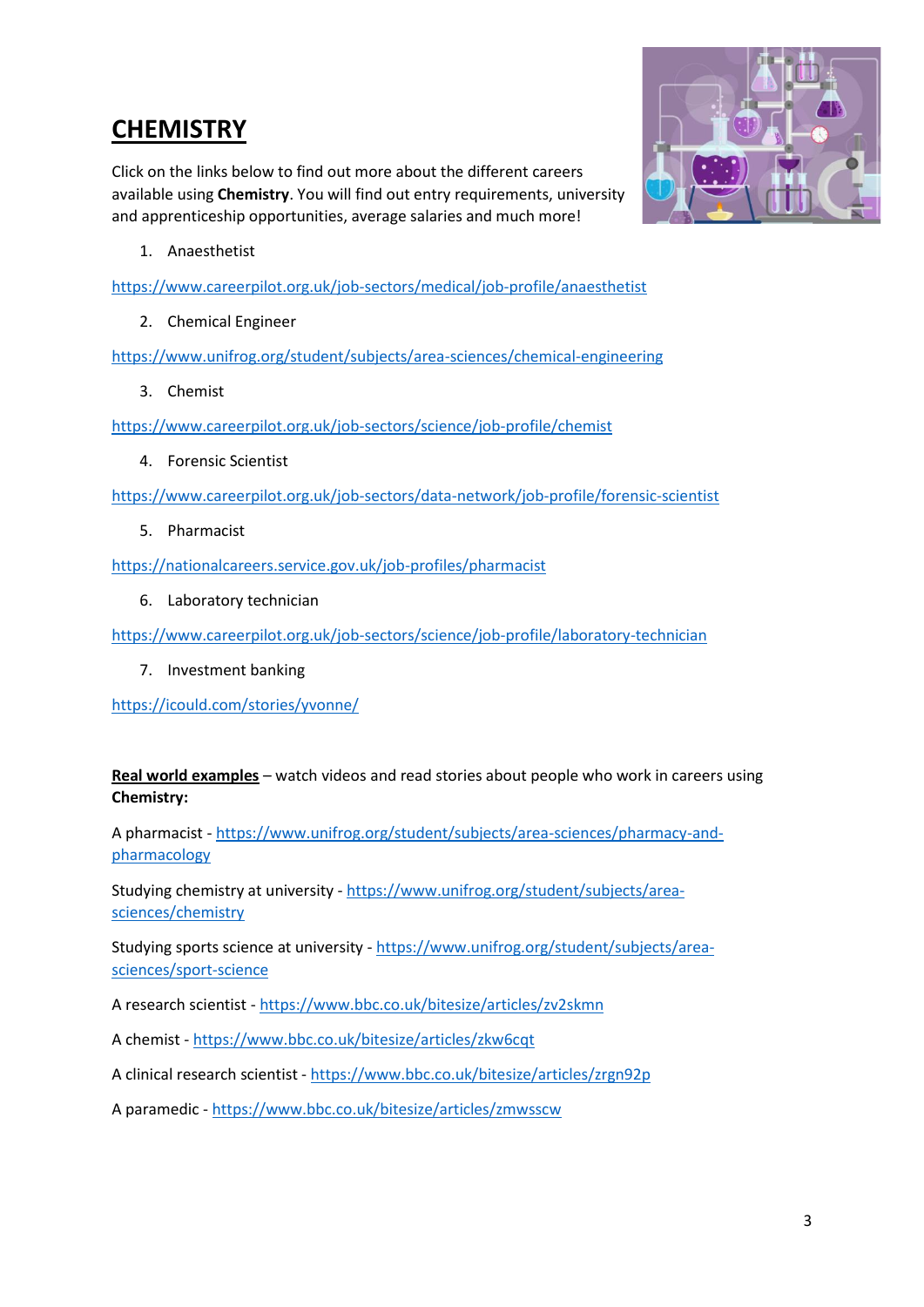# CHEMISTRY

Click on the links below to find out more about the different careers available using **Chemistry**. You will find out entry requirements, university and apprenticeship opportunities, average salaries and much more!

1. Anaesthetist

https://www.careerpilot.org.uk/job-sectors/medical/job-profile/anaesthetist

2. Chemical Engineer

https://www.unifrog.org/student/subjects/area-sciences/chemical-engineering

3. Chemist

https://www.careerpilot.org.uk/job-sectors/science/job-profile/chemist

4. Forensic Scientist

https://www.careerpilot.org.uk/job-sectors/data-network/job-profile/forensic-scientist

5. Pharmacist

https://nationalcareers.service.gov.uk/job-profiles/pharmacist

6. Laboratory technician

https://www.careerpilot.org.uk/job-sectors/science/job-profile/laboratory-technician

7. Investment banking

https://icould.com/stories/yvonne/

**Real world examples** – watch videos and read stories about people who work in careers using **Chemistry:**

A pharmacist - https://www.unifrog.org/student/subjects/area-sciences/pharmacy-and-pharmacology

Studying chemistry at university - https://www.unifrog.org/student/subjects/area-sciences/chemistry

Studying sports science at university - https://www.unifrog.org/student/subjects/area-sciences/sport-science

A research scientist - https://www.bbc.co.uk/bitesize/articles/zv2skmn

A chemist - https://www.bbc.co.uk/bitesize/articles/zkw6cqt

A clinical research scientist - https://www.bbc.co.uk/bitesize/articles/zrgn92p

A paramedic - https://www.bbc.co.uk/bitesize/articles/zmwsscw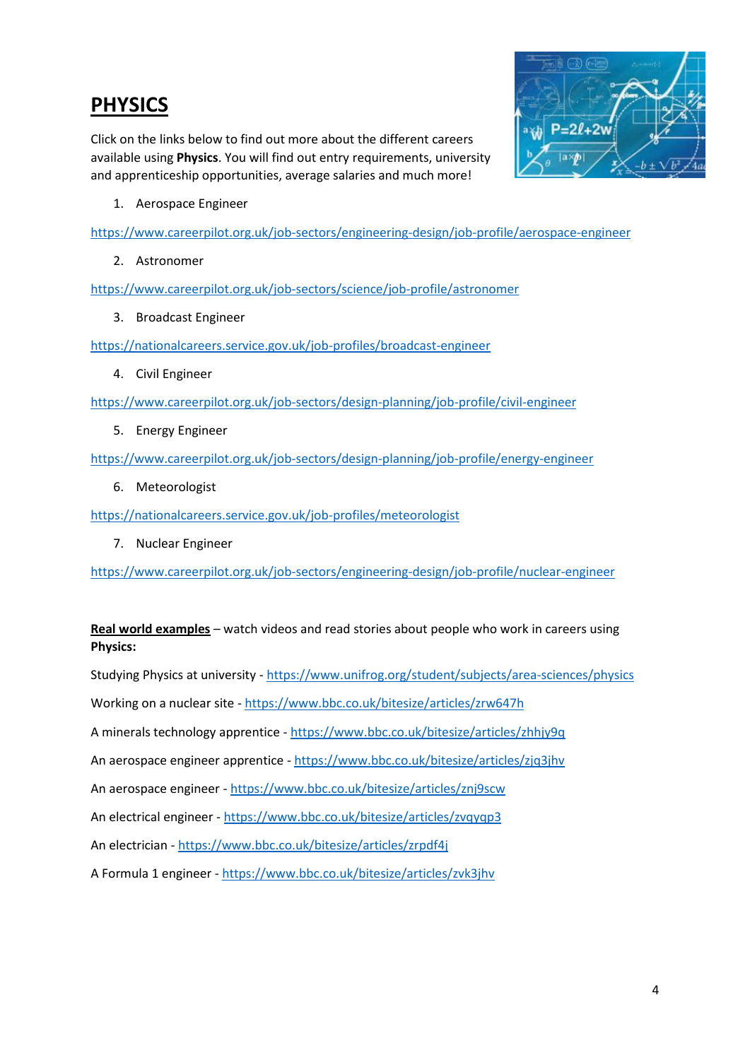# PHYSICS

Click on the links below to find out more about the different careers available using **Physics**. You will find out entry requirements, university and apprenticeship opportunities, average salaries and much more!

1. Aerospace Engineer

https://www.careerpilot.org.uk/job-sectors/engineering-design/job-profile/aerospace-engineer

2. Astronomer

https://www.careerpilot.org.uk/job-sectors/science/job-profile/astronomer

3. Broadcast Engineer

https://nationalcareers.service.gov.uk/job-profiles/broadcast-engineer

4. Civil Engineer

https://www.careerpilot.org.uk/job-sectors/design-planning/job-profile/civil-engineer

5. Energy Engineer

https://www.careerpilot.org.uk/job-sectors/design-planning/job-profile/energy-engineer

6. Meteorologist

https://nationalcareers.service.gov.uk/job-profiles/meteorologist

7. Nuclear Engineer

https://www.careerpilot.org.uk/job-sectors/engineering-design/job-profile/nuclear-engineer

**Real world examples** – watch videos and read stories about people who work in careers using **Physics:**

Studying Physics at university - https://www.unifrog.org/student/subjects/area-sciences/physics

Working on a nuclear site - https://www.bbc.co.uk/bitesize/articles/zrw647h

A minerals technology apprentice - https://www.bbc.co.uk/bitesize/articles/zhhjy9q

An aerospace engineer apprentice - https://www.bbc.co.uk/bitesize/articles/zjq3jhv

An aerospace engineer - https://www.bbc.co.uk/bitesize/articles/znj9scw

An electrical engineer - https://www.bbc.co.uk/bitesize/articles/zvqyqp3

An electrician - https://www.bbc.co.uk/bitesize/articles/zrpdf4j

A Formula 1 engineer - https://www.bbc.co.uk/bitesize/articles/zvk3jhv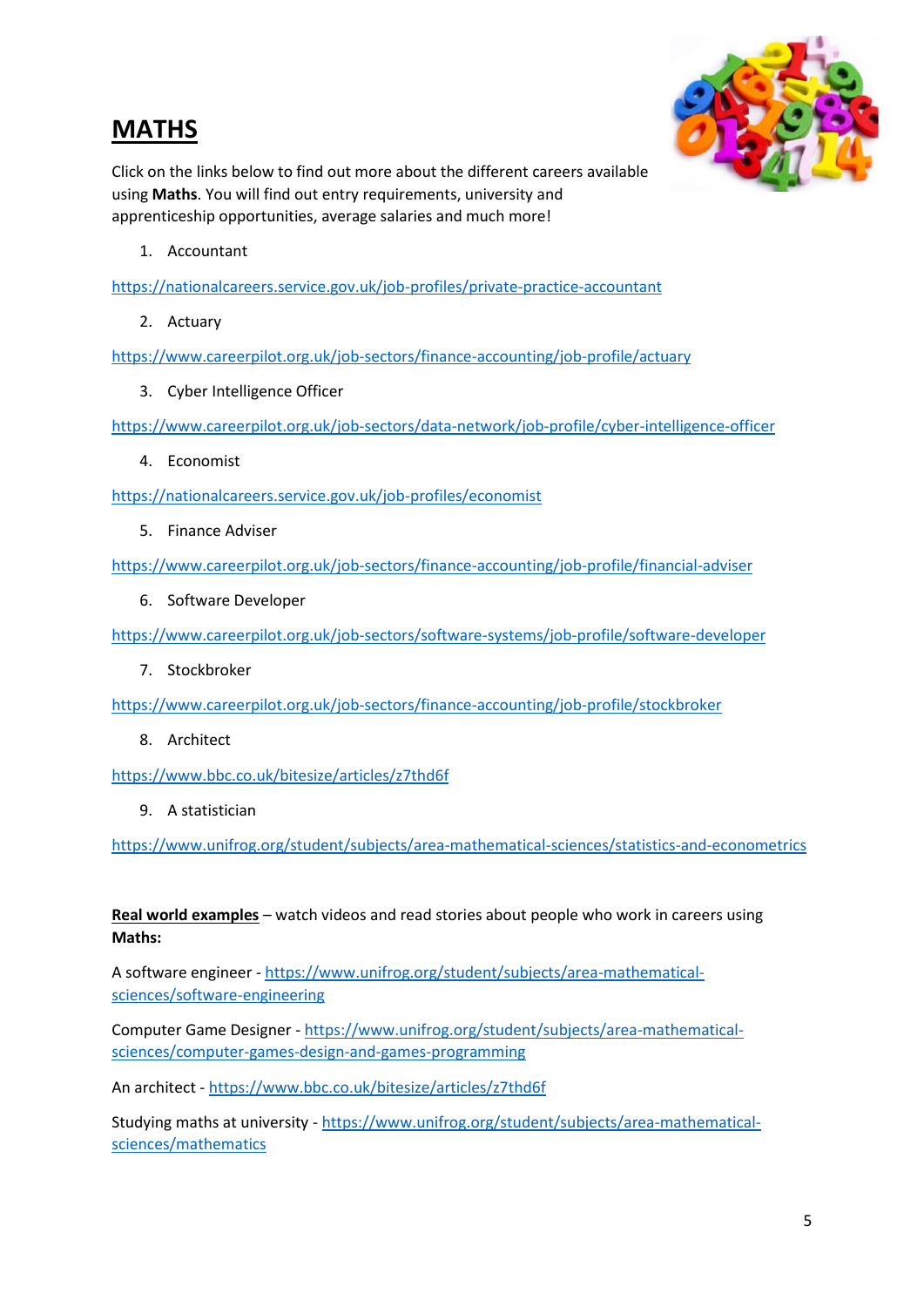# MATHS

Click on the links below to find out more about the different careers available using **Maths**. You will find out entry requirements, university and apprenticeship opportunities, average salaries and much more!

1. Accountant

https://nationalcareers.service.gov.uk/job-profiles/private-practice-accountant

2. Actuary

https://www.careerpilot.org.uk/job-sectors/finance-accounting/job-profile/actuary

3. Cyber Intelligence Officer

https://www.careerpilot.org.uk/job-sectors/data-network/job-profile/cyber-intelligence-officer

4. Economist

https://nationalcareers.service.gov.uk/job-profiles/economist

5. Finance Adviser

https://www.careerpilot.org.uk/job-sectors/finance-accounting/job-profile/financial-adviser

6. Software Developer

https://www.careerpilot.org.uk/job-sectors/software-systems/job-profile/software-developer

7. Stockbroker

https://www.careerpilot.org.uk/job-sectors/finance-accounting/job-profile/stockbroker

8. Architect

https://www.bbc.co.uk/bitesize/articles/z7thd6f

9. A statistician

https://www.unifrog.org/student/subjects/area-mathematical-sciences/statistics-and-econometrics

**Real world examples** – watch videos and read stories about people who work in careers using **Maths:**

A software engineer - https://www.unifrog.org/student/subjects/area-mathematical-sciences/software-engineering

Computer Game Designer - https://www.unifrog.org/student/subjects/area-mathematical-sciences/computer-games-design-and-games-programming

An architect - https://www.bbc.co.uk/bitesize/articles/z7thd6f

Studying maths at university - https://www.unifrog.org/student/subjects/area-mathematical-sciences/mathematics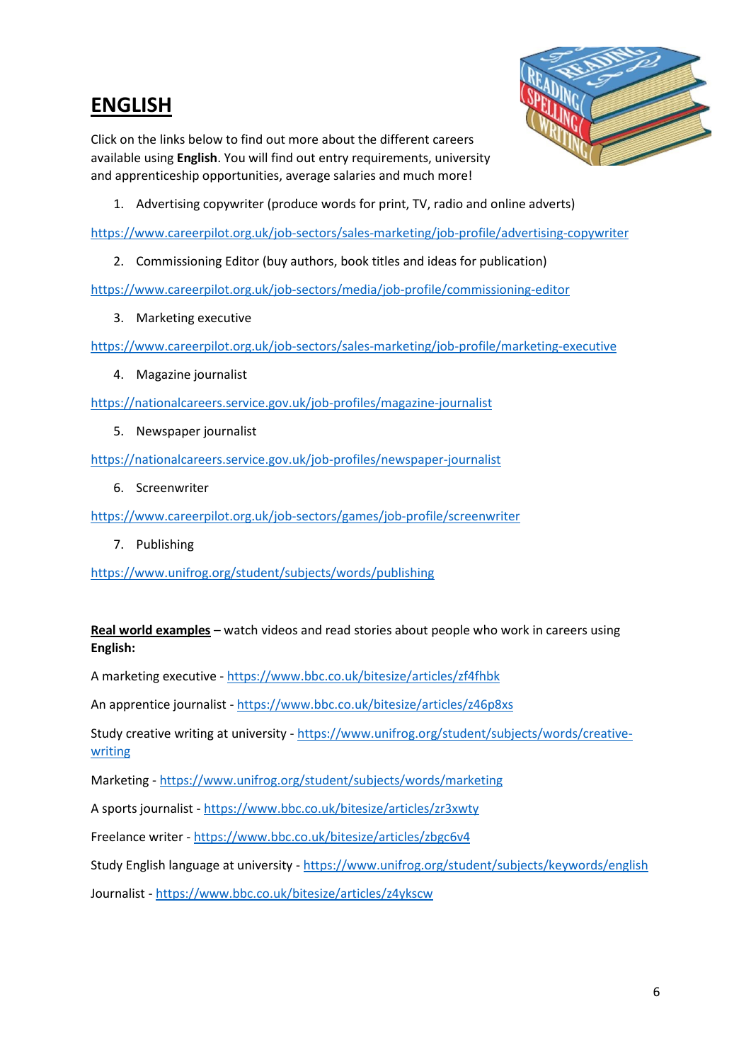# ENGLISH

Click on the links below to find out more about the different careers available using **English**. You will find out entry requirements, university and apprenticeship opportunities, average salaries and much more!

1. Advertising copywriter (produce words for print, TV, radio and online adverts)

https://www.careerpilot.org.uk/job-sectors/sales-marketing/job-profile/advertising-copywriter

2. Commissioning Editor (buy authors, book titles and ideas for publication)

https://www.careerpilot.org.uk/job-sectors/media/job-profile/commissioning-editor

3. Marketing executive

https://www.careerpilot.org.uk/job-sectors/sales-marketing/job-profile/marketing-executive

4. Magazine journalist

https://nationalcareers.service.gov.uk/job-profiles/magazine-journalist

5. Newspaper journalist

https://nationalcareers.service.gov.uk/job-profiles/newspaper-journalist

6. Screenwriter

https://www.careerpilot.org.uk/job-sectors/games/job-profile/screenwriter

7. Publishing

https://www.unifrog.org/student/subjects/words/publishing

**Real world examples** – watch videos and read stories about people who work in careers using **English:**

A marketing executive - https://www.bbc.co.uk/bitesize/articles/zf4fhbk

An apprentice journalist - https://www.bbc.co.uk/bitesize/articles/z46p8xs

Study creative writing at university - https://www.unifrog.org/student/subjects/words/creative-writing

Marketing - https://www.unifrog.org/student/subjects/words/marketing

A sports journalist - https://www.bbc.co.uk/bitesize/articles/zr3xwty

Freelance writer - https://www.bbc.co.uk/bitesize/articles/zbgc6v4

Study English language at university - https://www.unifrog.org/student/subjects/keywords/english

Journalist - https://www.bbc.co.uk/bitesize/articles/z4ykscw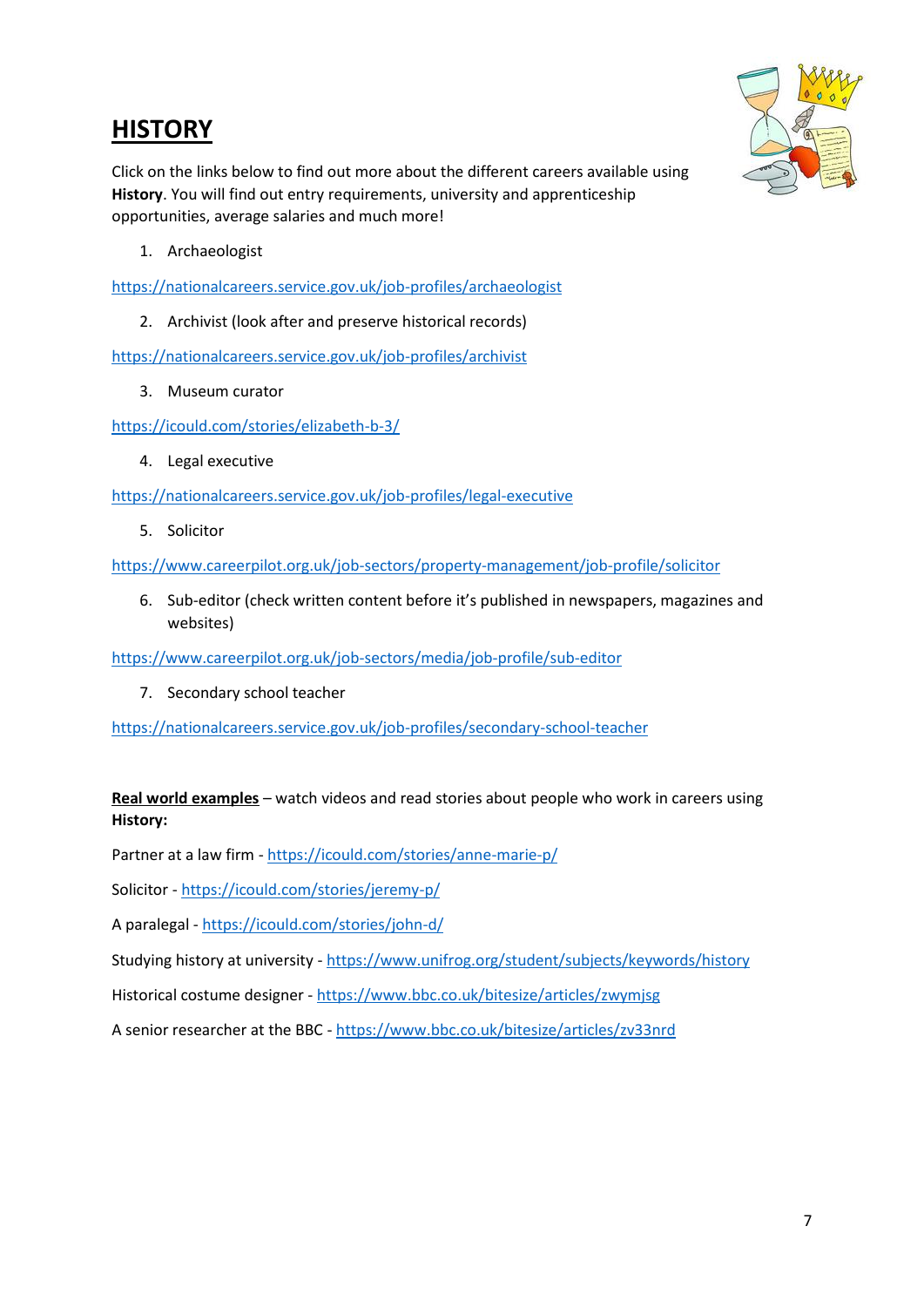# HISTORY

Click on the links below to find out more about the different careers available using **History**. You will find out entry requirements, university and apprenticeship opportunities, average salaries and much more!

1. Archaeologist

https://nationalcareers.service.gov.uk/job-profiles/archaeologist

2. Archivist (look after and preserve historical records)

https://nationalcareers.service.gov.uk/job-profiles/archivist

3. Museum curator

https://icould.com/stories/elizabeth-b-3/

4. Legal executive

https://nationalcareers.service.gov.uk/job-profiles/legal-executive

5. Solicitor

https://www.careerpilot.org.uk/job-sectors/property-management/job-profile/solicitor

6. Sub-editor (check written content before it's published in newspapers, magazines and websites)

https://www.careerpilot.org.uk/job-sectors/media/job-profile/sub-editor

7. Secondary school teacher

https://nationalcareers.service.gov.uk/job-profiles/secondary-school-teacher

**Real world examples** – watch videos and read stories about people who work in careers using **History:**

Partner at a law firm - https://icould.com/stories/anne-marie-p/

Solicitor - https://icould.com/stories/jeremy-p/

A paralegal - https://icould.com/stories/john-d/

Studying history at university - https://www.unifrog.org/student/subjects/keywords/history

Historical costume designer - https://www.bbc.co.uk/bitesize/articles/zwymjsg

A senior researcher at the BBC - https://www.bbc.co.uk/bitesize/articles/zv33nrd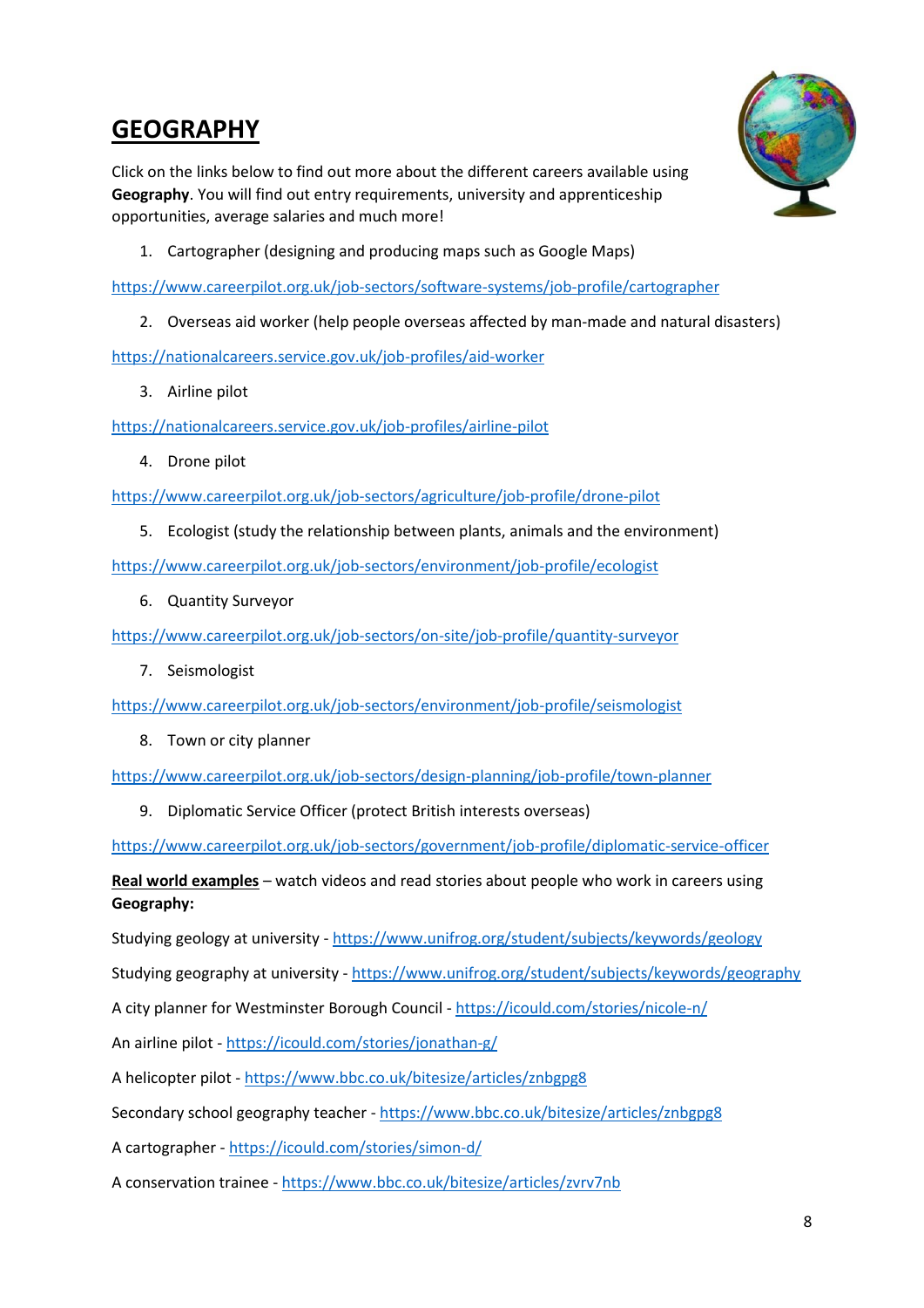# GEOGRAPHY

Click on the links below to find out more about the different careers available using **Geography**. You will find out entry requirements, university and apprenticeship opportunities, average salaries and much more!

1. Cartographer (designing and producing maps such as Google Maps)

https://www.careerpilot.org.uk/job-sectors/software-systems/job-profile/cartographer

2. Overseas aid worker (help people overseas affected by man-made and natural disasters)

https://nationalcareers.service.gov.uk/job-profiles/aid-worker

3. Airline pilot

https://nationalcareers.service.gov.uk/job-profiles/airline-pilot

4. Drone pilot

https://www.careerpilot.org.uk/job-sectors/agriculture/job-profile/drone-pilot

5. Ecologist (study the relationship between plants, animals and the environment)

https://www.careerpilot.org.uk/job-sectors/environment/job-profile/ecologist

6. Quantity Surveyor

https://www.careerpilot.org.uk/job-sectors/on-site/job-profile/quantity-surveyor

7. Seismologist

https://www.careerpilot.org.uk/job-sectors/environment/job-profile/seismologist

8. Town or city planner

https://www.careerpilot.org.uk/job-sectors/design-planning/job-profile/town-planner

9. Diplomatic Service Officer (protect British interests overseas)

https://www.careerpilot.org.uk/job-sectors/government/job-profile/diplomatic-service-officer

**Real world examples** – watch videos and read stories about people who work in careers using **Geography:**

Studying geology at university - https://www.unifrog.org/student/subjects/keywords/geology

Studying geography at university - https://www.unifrog.org/student/subjects/keywords/geography

A city planner for Westminster Borough Council - https://icould.com/stories/nicole-n/

An airline pilot - https://icould.com/stories/jonathan-g/

A helicopter pilot - https://www.bbc.co.uk/bitesize/articles/znbgpg8

Secondary school geography teacher - https://www.bbc.co.uk/bitesize/articles/znbgpg8

A cartographer - https://icould.com/stories/simon-d/

A conservation trainee - https://www.bbc.co.uk/bitesize/articles/zvrv7nb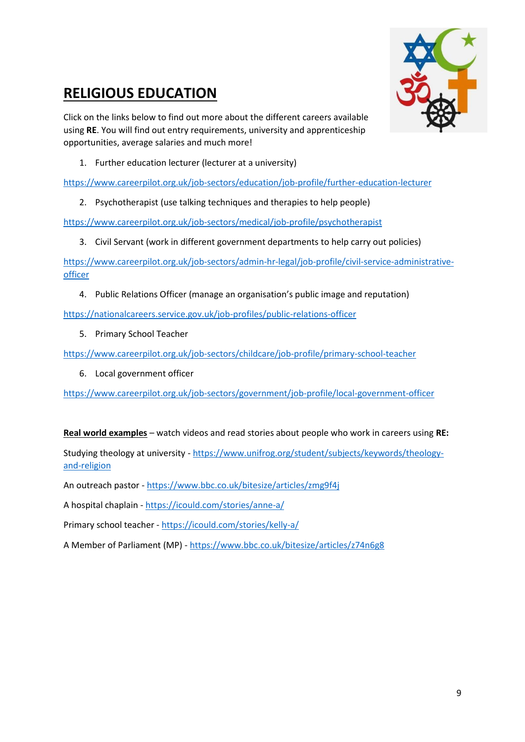# RELIGIOUS EDUCATION

Click on the links below to find out more about the different careers available using **RE**. You will find out entry requirements, university and apprenticeship opportunities, average salaries and much more!

1. Further education lecturer (lecturer at a university)

https://www.careerpilot.org.uk/job-sectors/education/job-profile/further-education-lecturer

2. Psychotherapist (use talking techniques and therapies to help people)

https://www.careerpilot.org.uk/job-sectors/medical/job-profile/psychotherapist

3. Civil Servant (work in different government departments to help carry out policies)

https://www.careerpilot.org.uk/job-sectors/admin-hr-legal/job-profile/civil-service-administrative-officer

4. Public Relations Officer (manage an organisation's public image and reputation)

https://nationalcareers.service.gov.uk/job-profiles/public-relations-officer

5. Primary School Teacher

https://www.careerpilot.org.uk/job-sectors/childcare/job-profile/primary-school-teacher

6. Local government officer

https://www.careerpilot.org.uk/job-sectors/government/job-profile/local-government-officer

**Real world examples** – watch videos and read stories about people who work in careers using **RE:**

Studying theology at university - https://www.unifrog.org/student/subjects/keywords/theology-and-religion

An outreach pastor - https://www.bbc.co.uk/bitesize/articles/zmg9f4j

A hospital chaplain - https://icould.com/stories/anne-a/

Primary school teacher - https://icould.com/stories/kelly-a/

A Member of Parliament (MP) - https://www.bbc.co.uk/bitesize/articles/z74n6g8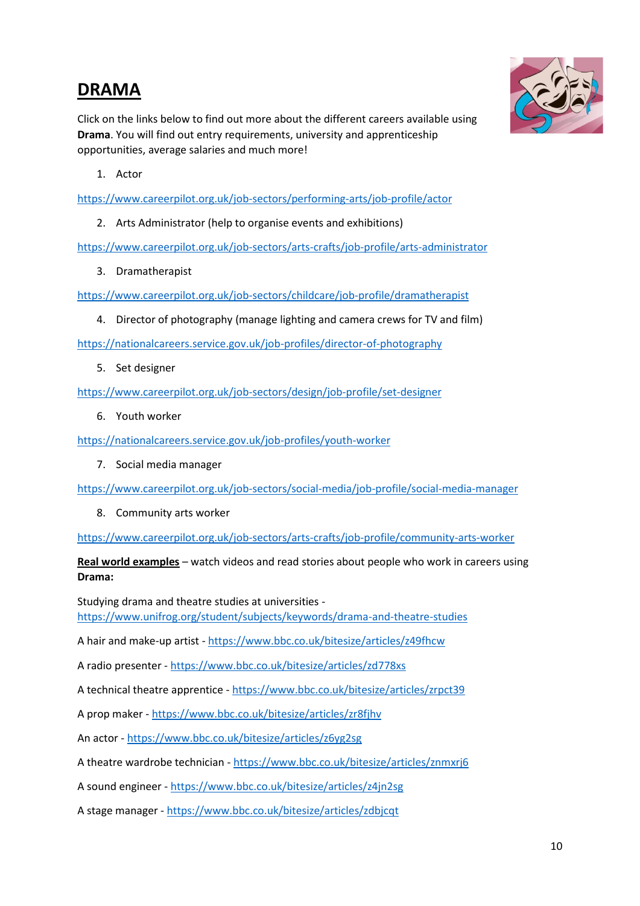# DRAMA

Click on the links below to find out more about the different careers available using **Drama**. You will find out entry requirements, university and apprenticeship opportunities, average salaries and much more!

1. Actor

https://www.careerpilot.org.uk/job-sectors/performing-arts/job-profile/actor

2. Arts Administrator (help to organise events and exhibitions)

https://www.careerpilot.org.uk/job-sectors/arts-crafts/job-profile/arts-administrator

3. Dramatherapist

https://www.careerpilot.org.uk/job-sectors/childcare/job-profile/dramatherapist

4. Director of photography (manage lighting and camera crews for TV and film)

https://nationalcareers.service.gov.uk/job-profiles/director-of-photography

5. Set designer

https://www.careerpilot.org.uk/job-sectors/design/job-profile/set-designer

6. Youth worker

https://nationalcareers.service.gov.uk/job-profiles/youth-worker

7. Social media manager

https://www.careerpilot.org.uk/job-sectors/social-media/job-profile/social-media-manager

8. Community arts worker

https://www.careerpilot.org.uk/job-sectors/arts-crafts/job-profile/community-arts-worker

**Real world examples** – watch videos and read stories about people who work in careers using **Drama:**

Studying drama and theatre studies at universities - https://www.unifrog.org/student/subjects/keywords/drama-and-theatre-studies

A hair and make-up artist - https://www.bbc.co.uk/bitesize/articles/z49fhcw

A radio presenter - https://www.bbc.co.uk/bitesize/articles/zd778xs

A technical theatre apprentice - https://www.bbc.co.uk/bitesize/articles/zrpct39

A prop maker - https://www.bbc.co.uk/bitesize/articles/zr8fjhv

An actor - https://www.bbc.co.uk/bitesize/articles/z6yg2sg

A theatre wardrobe technician - https://www.bbc.co.uk/bitesize/articles/znmxrj6

A sound engineer - https://www.bbc.co.uk/bitesize/articles/z4jn2sg

A stage manager - https://www.bbc.co.uk/bitesize/articles/zdbjcqt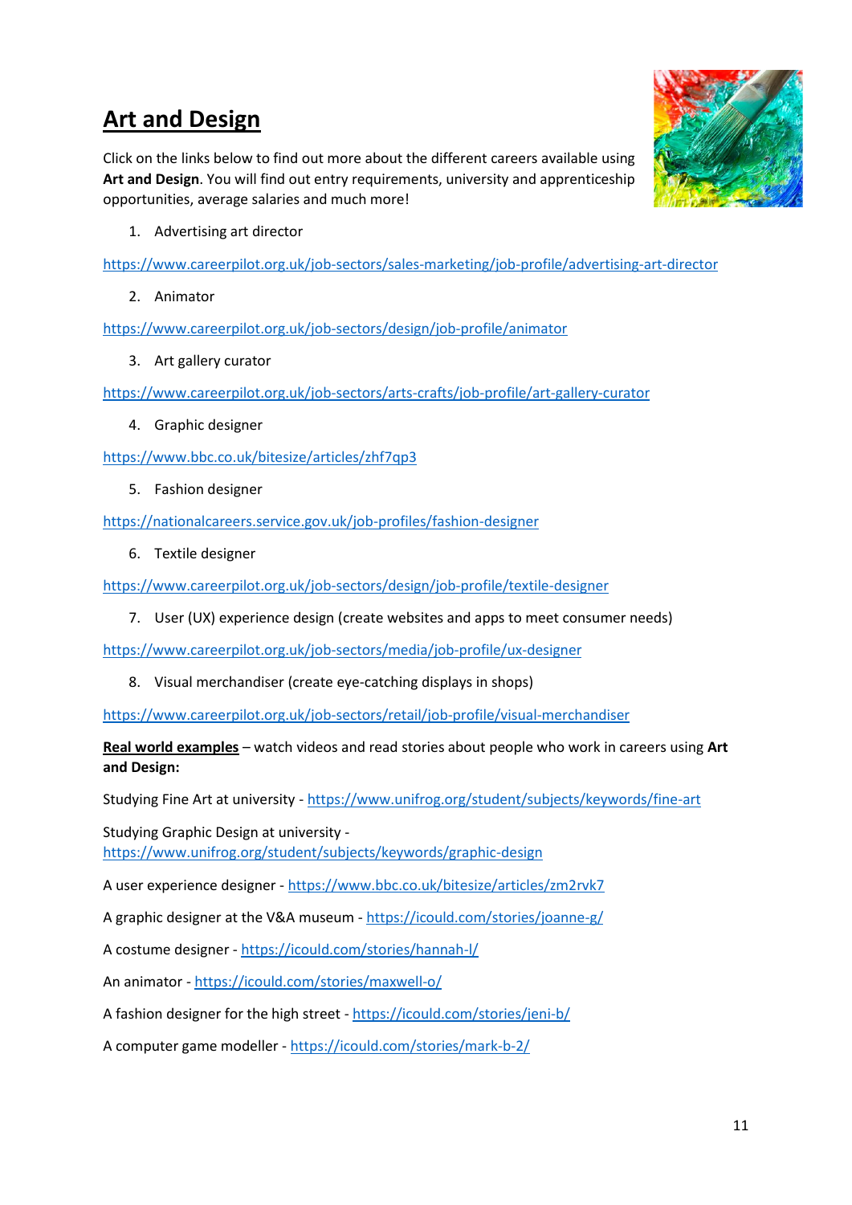# Art and Design

Click on the links below to find out more about the different careers available using **Art and Design**. You will find out entry requirements, university and apprenticeship opportunities, average salaries and much more!

1. Advertising art director

https://www.careerpilot.org.uk/job-sectors/sales-marketing/job-profile/advertising-art-director

2. Animator

https://www.careerpilot.org.uk/job-sectors/design/job-profile/animator

3. Art gallery curator

https://www.careerpilot.org.uk/job-sectors/arts-crafts/job-profile/art-gallery-curator

4. Graphic designer

https://www.bbc.co.uk/bitesize/articles/zhf7qp3

5. Fashion designer

https://nationalcareers.service.gov.uk/job-profiles/fashion-designer

6. Textile designer

https://www.careerpilot.org.uk/job-sectors/design/job-profile/textile-designer

7. User (UX) experience design (create websites and apps to meet consumer needs)

https://www.careerpilot.org.uk/job-sectors/media/job-profile/ux-designer

8. Visual merchandiser (create eye-catching displays in shops)

https://www.careerpilot.org.uk/job-sectors/retail/job-profile/visual-merchandiser

**Real world examples** – watch videos and read stories about people who work in careers using **Art and Design:**

Studying Fine Art at university - https://www.unifrog.org/student/subjects/keywords/fine-art

Studying Graphic Design at university - https://www.unifrog.org/student/subjects/keywords/graphic-design

A user experience designer - https://www.bbc.co.uk/bitesize/articles/zm2rvk7

A graphic designer at the V&A museum - https://icould.com/stories/joanne-g/

A costume designer - https://icould.com/stories/hannah-l/

An animator - https://icould.com/stories/maxwell-o/

A fashion designer for the high street - https://icould.com/stories/jeni-b/

A computer game modeller - https://icould.com/stories/mark-b-2/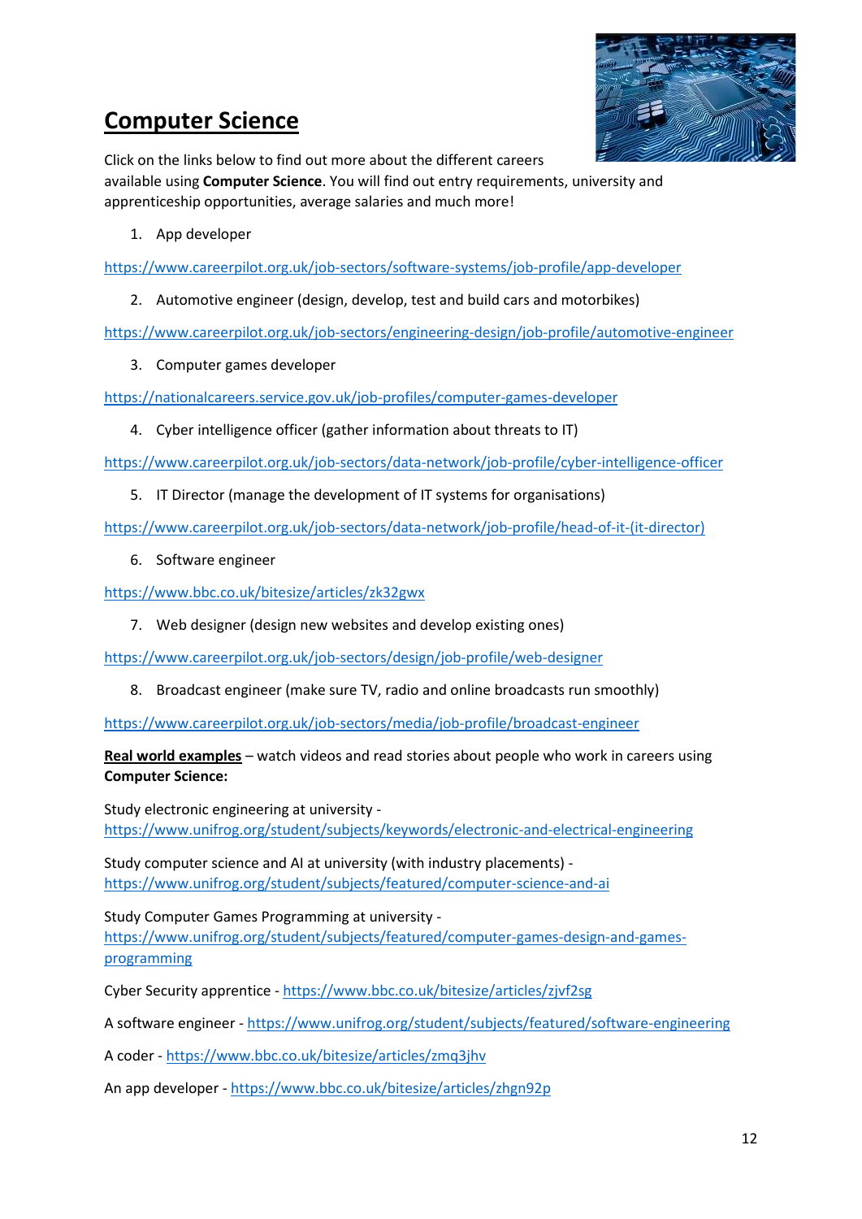# Computer Science

Click on the links below to find out more about the different careers available using **Computer Science**. You will find out entry requirements, university and apprenticeship opportunities, average salaries and much more!

1. App developer

https://www.careerpilot.org.uk/job-sectors/software-systems/job-profile/app-developer

2. Automotive engineer (design, develop, test and build cars and motorbikes)

https://www.careerpilot.org.uk/job-sectors/engineering-design/job-profile/automotive-engineer

3. Computer games developer

https://nationalcareers.service.gov.uk/job-profiles/computer-games-developer

4. Cyber intelligence officer (gather information about threats to IT)

https://www.careerpilot.org.uk/job-sectors/data-network/job-profile/cyber-intelligence-officer

5. IT Director (manage the development of IT systems for organisations)

https://www.careerpilot.org.uk/job-sectors/data-network/job-profile/head-of-it-(it-director)

6. Software engineer

https://www.bbc.co.uk/bitesize/articles/zk32gwx

7. Web designer (design new websites and develop existing ones)

https://www.careerpilot.org.uk/job-sectors/design/job-profile/web-designer

8. Broadcast engineer (make sure TV, radio and online broadcasts run smoothly)

https://www.careerpilot.org.uk/job-sectors/media/job-profile/broadcast-engineer

**Real world examples** – watch videos and read stories about people who work in careers using **Computer Science:**

Study electronic engineering at university - https://www.unifrog.org/student/subjects/keywords/electronic-and-electrical-engineering

Study computer science and AI at university (with industry placements) - https://www.unifrog.org/student/subjects/featured/computer-science-and-ai

Study Computer Games Programming at university - https://www.unifrog.org/student/subjects/featured/computer-games-design-and-games-programming

Cyber Security apprentice - https://www.bbc.co.uk/bitesize/articles/zjvf2sg

A software engineer - https://www.unifrog.org/student/subjects/featured/software-engineering

A coder - https://www.bbc.co.uk/bitesize/articles/zmq3jhv

An app developer - https://www.bbc.co.uk/bitesize/articles/zhgn92p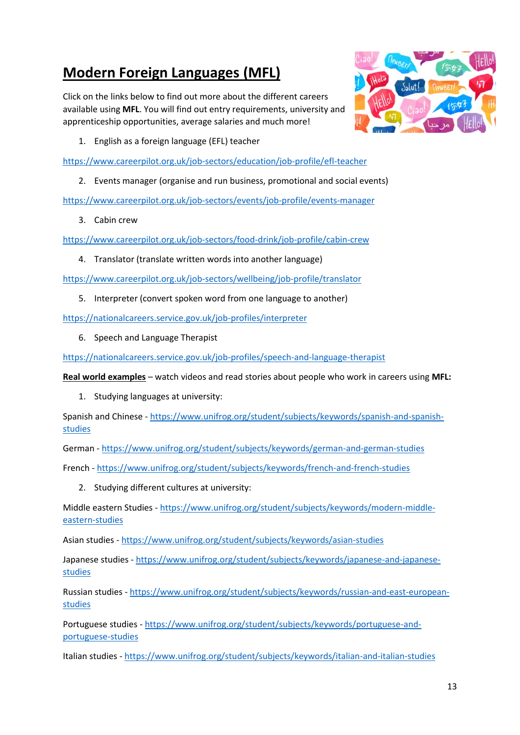# Modern Foreign Languages (MFL)

Click on the links below to find out more about the different careers available using **MFL**. You will find out entry requirements, university and apprenticeship opportunities, average salaries and much more!

1. English as a foreign language (EFL) teacher

https://www.careerpilot.org.uk/job-sectors/education/job-profile/efl-teacher

2. Events manager (organise and run business, promotional and social events)

https://www.careerpilot.org.uk/job-sectors/events/job-profile/events-manager

3. Cabin crew

https://www.careerpilot.org.uk/job-sectors/food-drink/job-profile/cabin-crew

4. Translator (translate written words into another language)

https://www.careerpilot.org.uk/job-sectors/wellbeing/job-profile/translator

5. Interpreter (convert spoken word from one language to another)

https://nationalcareers.service.gov.uk/job-profiles/interpreter

6. Speech and Language Therapist

https://nationalcareers.service.gov.uk/job-profiles/speech-and-language-therapist

**Real world examples** – watch videos and read stories about people who work in careers using **MFL:**

1. Studying languages at university:

Spanish and Chinese - https://www.unifrog.org/student/subjects/keywords/spanish-and-spanish-studies

German - https://www.unifrog.org/student/subjects/keywords/german-and-german-studies

French - https://www.unifrog.org/student/subjects/keywords/french-and-french-studies

2. Studying different cultures at university:

Middle eastern Studies - https://www.unifrog.org/student/subjects/keywords/modern-middle-eastern-studies

Asian studies - https://www.unifrog.org/student/subjects/keywords/asian-studies

Japanese studies - https://www.unifrog.org/student/subjects/keywords/japanese-and-japanese-studies

Russian studies - https://www.unifrog.org/student/subjects/keywords/russian-and-east-european-studies

Portuguese studies - https://www.unifrog.org/student/subjects/keywords/portuguese-and-portuguese-studies

Italian studies - https://www.unifrog.org/student/subjects/keywords/italian-and-italian-studies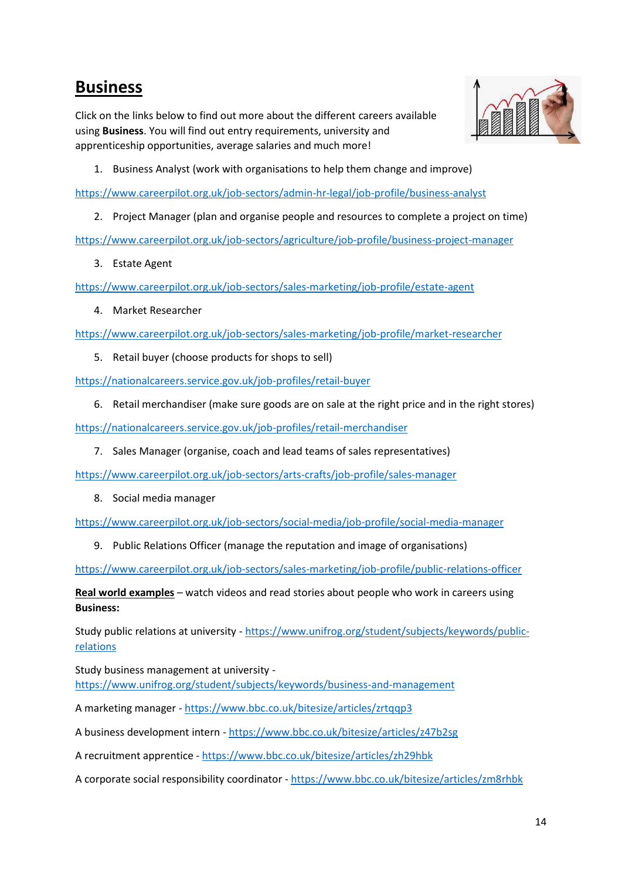# Business

Click on the links below to find out more about the different careers available using **Business**. You will find out entry requirements, university and apprenticeship opportunities, average salaries and much more!

1. Business Analyst (work with organisations to help them change and improve)

https://www.careerpilot.org.uk/job-sectors/admin-hr-legal/job-profile/business-analyst

2. Project Manager (plan and organise people and resources to complete a project on time)

https://www.careerpilot.org.uk/job-sectors/agriculture/job-profile/business-project-manager

3. Estate Agent

https://www.careerpilot.org.uk/job-sectors/sales-marketing/job-profile/estate-agent

4. Market Researcher

https://www.careerpilot.org.uk/job-sectors/sales-marketing/job-profile/market-researcher

5. Retail buyer (choose products for shops to sell)

https://nationalcareers.service.gov.uk/job-profiles/retail-buyer

6. Retail merchandiser (make sure goods are on sale at the right price and in the right stores)

https://nationalcareers.service.gov.uk/job-profiles/retail-merchandiser

7. Sales Manager (organise, coach and lead teams of sales representatives)

https://www.careerpilot.org.uk/job-sectors/arts-crafts/job-profile/sales-manager

8. Social media manager

https://www.careerpilot.org.uk/job-sectors/social-media/job-profile/social-media-manager

9. Public Relations Officer (manage the reputation and image of organisations)

https://www.careerpilot.org.uk/job-sectors/sales-marketing/job-profile/public-relations-officer

**Real world examples** – watch videos and read stories about people who work in careers using **Business:**

Study public relations at university - https://www.unifrog.org/student/subjects/keywords/public-relations

Study business management at university - https://www.unifrog.org/student/subjects/keywords/business-and-management

A marketing manager - https://www.bbc.co.uk/bitesize/articles/zrtqqp3

A business development intern - https://www.bbc.co.uk/bitesize/articles/z47b2sg

A recruitment apprentice - https://www.bbc.co.uk/bitesize/articles/zh29hbk

A corporate social responsibility coordinator - https://www.bbc.co.uk/bitesize/articles/zm8rhbk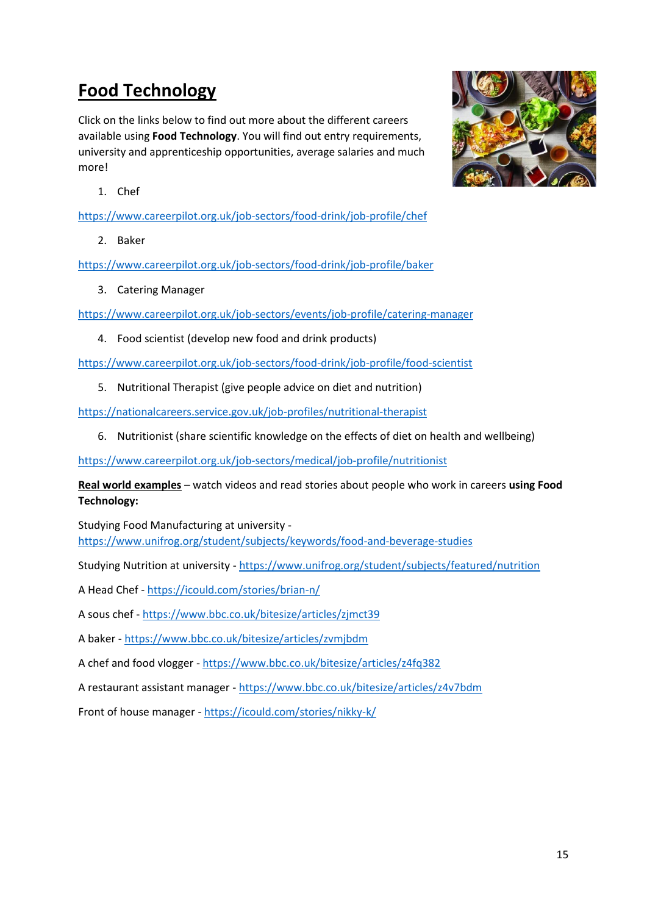# Food Technology

Click on the links below to find out more about the different careers available using **Food Technology**. You will find out entry requirements, university and apprenticeship opportunities, average salaries and much more!

1. Chef

https://www.careerpilot.org.uk/job-sectors/food-drink/job-profile/chef

2. Baker

https://www.careerpilot.org.uk/job-sectors/food-drink/job-profile/baker

3. Catering Manager

https://www.careerpilot.org.uk/job-sectors/events/job-profile/catering-manager

4. Food scientist (develop new food and drink products)

https://www.careerpilot.org.uk/job-sectors/food-drink/job-profile/food-scientist

5. Nutritional Therapist (give people advice on diet and nutrition)

https://nationalcareers.service.gov.uk/job-profiles/nutritional-therapist

6. Nutritionist (share scientific knowledge on the effects of diet on health and wellbeing)

https://www.careerpilot.org.uk/job-sectors/medical/job-profile/nutritionist

**Real world examples** – watch videos and read stories about people who work in careers **using Food Technology:**

Studying Food Manufacturing at university - https://www.unifrog.org/student/subjects/keywords/food-and-beverage-studies

Studying Nutrition at university - https://www.unifrog.org/student/subjects/featured/nutrition

A Head Chef - https://icould.com/stories/brian-n/

A sous chef - https://www.bbc.co.uk/bitesize/articles/zjmct39

A baker - https://www.bbc.co.uk/bitesize/articles/zvmjbdm

A chef and food vlogger - https://www.bbc.co.uk/bitesize/articles/z4fq382

A restaurant assistant manager - https://www.bbc.co.uk/bitesize/articles/z4v7bdm

Front of house manager - https://icould.com/stories/nikky-k/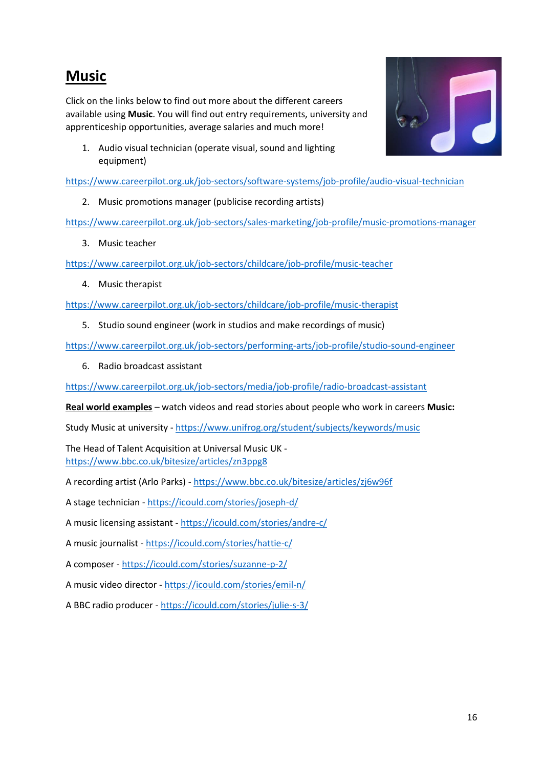# Music

Click on the links below to find out more about the different careers available using **Music**. You will find out entry requirements, university and apprenticeship opportunities, average salaries and much more!

1. Audio visual technician (operate visual, sound and lighting equipment)

https://www.careerpilot.org.uk/job-sectors/software-systems/job-profile/audio-visual-technician

2. Music promotions manager (publicise recording artists)

https://www.careerpilot.org.uk/job-sectors/sales-marketing/job-profile/music-promotions-manager

3. Music teacher

https://www.careerpilot.org.uk/job-sectors/childcare/job-profile/music-teacher

4. Music therapist

https://www.careerpilot.org.uk/job-sectors/childcare/job-profile/music-therapist

5. Studio sound engineer (work in studios and make recordings of music)

https://www.careerpilot.org.uk/job-sectors/performing-arts/job-profile/studio-sound-engineer

6. Radio broadcast assistant

https://www.careerpilot.org.uk/job-sectors/media/job-profile/radio-broadcast-assistant

**Real world examples** – watch videos and read stories about people who work in careers **Music:**

Study Music at university - https://www.unifrog.org/student/subjects/keywords/music

The Head of Talent Acquisition at Universal Music UK - https://www.bbc.co.uk/bitesize/articles/zn3ppg8

A recording artist (Arlo Parks) - https://www.bbc.co.uk/bitesize/articles/zj6w96f

A stage technician - https://icould.com/stories/joseph-d/

A music licensing assistant - https://icould.com/stories/andre-c/

A music journalist - https://icould.com/stories/hattie-c/

A composer - https://icould.com/stories/suzanne-p-2/

A music video director - https://icould.com/stories/emil-n/

A BBC radio producer - https://icould.com/stories/julie-s-3/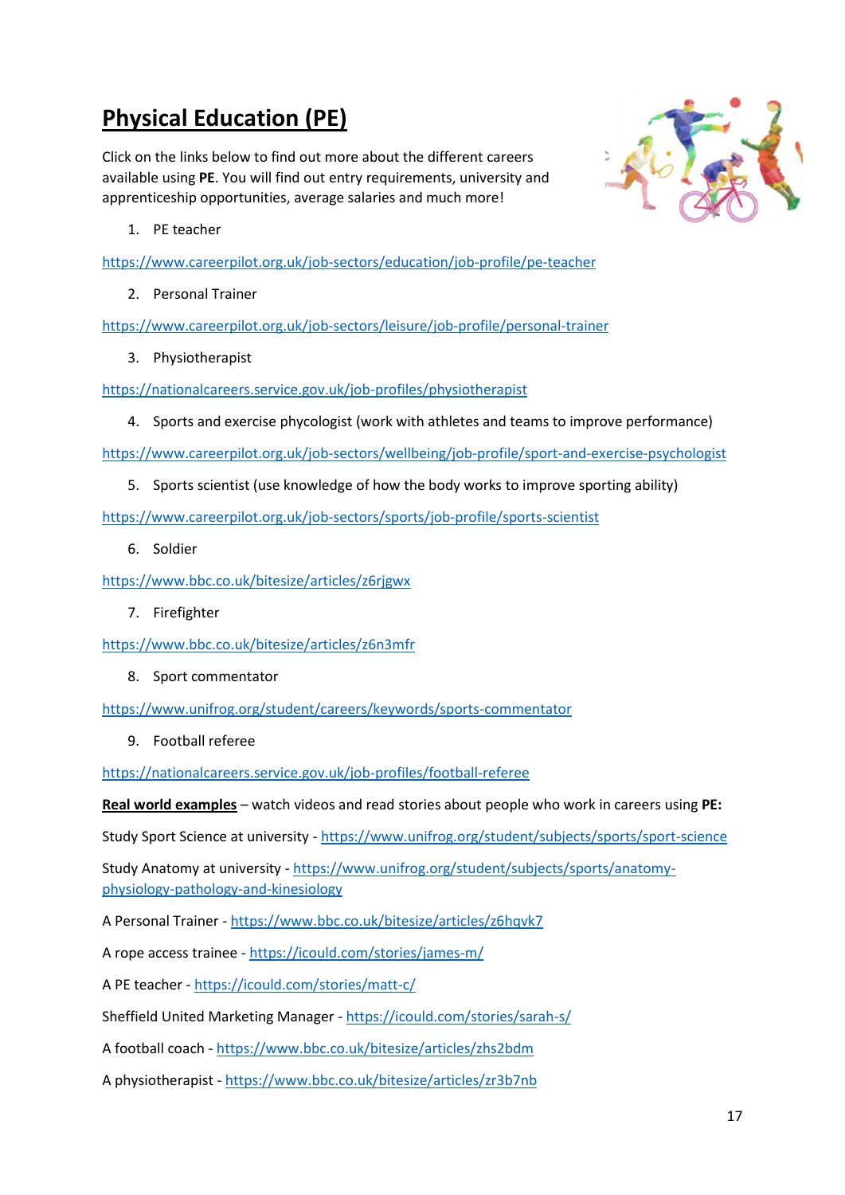# **Physical Education (PE)**

Click on the links below to find out more about the different careers available using **PE**. You will find out entry requirements, university and apprenticeship opportunities, average salaries and much more!

1. PE teacher

https://www.careerpilot.org.uk/job-sectors/education/job-profile/pe-teacher

2. Personal Trainer

https://www.careerpilot.org.uk/job-sectors/leisure/job-profile/personal-trainer

3. Physiotherapist

https://nationalcareers.service.gov.uk/job-profiles/physiotherapist

4. Sports and exercise phycologist (work with athletes and teams to improve performance)

https://www.careerpilot.org.uk/job-sectors/wellbeing/job-profile/sport-and-exercise-psychologist

5. Sports scientist (use knowledge of how the body works to improve sporting ability)

https://www.careerpilot.org.uk/job-sectors/sports/job-profile/sports-scientist

6. Soldier

https://www.bbc.co.uk/bitesize/articles/z6rjgwx

7. Firefighter

https://www.bbc.co.uk/bitesize/articles/z6n3mfr

8. Sport commentator

https://www.unifrog.org/student/careers/keywords/sports-commentator

9. Football referee

https://nationalcareers.service.gov.uk/job-profiles/football-referee

**Real world examples** – watch videos and read stories about people who work in careers using **PE:**

Study Sport Science at university - https://www.unifrog.org/student/subjects/sports/sport-science

Study Anatomy at university - https://www.unifrog.org/student/subjects/sports/anatomy-physiology-pathology-and-kinesiology

A Personal Trainer - https://www.bbc.co.uk/bitesize/articles/z6hqvk7

A rope access trainee - https://icould.com/stories/james-m/

A PE teacher - https://icould.com/stories/matt-c/

Sheffield United Marketing Manager - https://icould.com/stories/sarah-s/

A football coach - https://www.bbc.co.uk/bitesize/articles/zhs2bdm

A physiotherapist - https://www.bbc.co.uk/bitesize/articles/zr3b7nb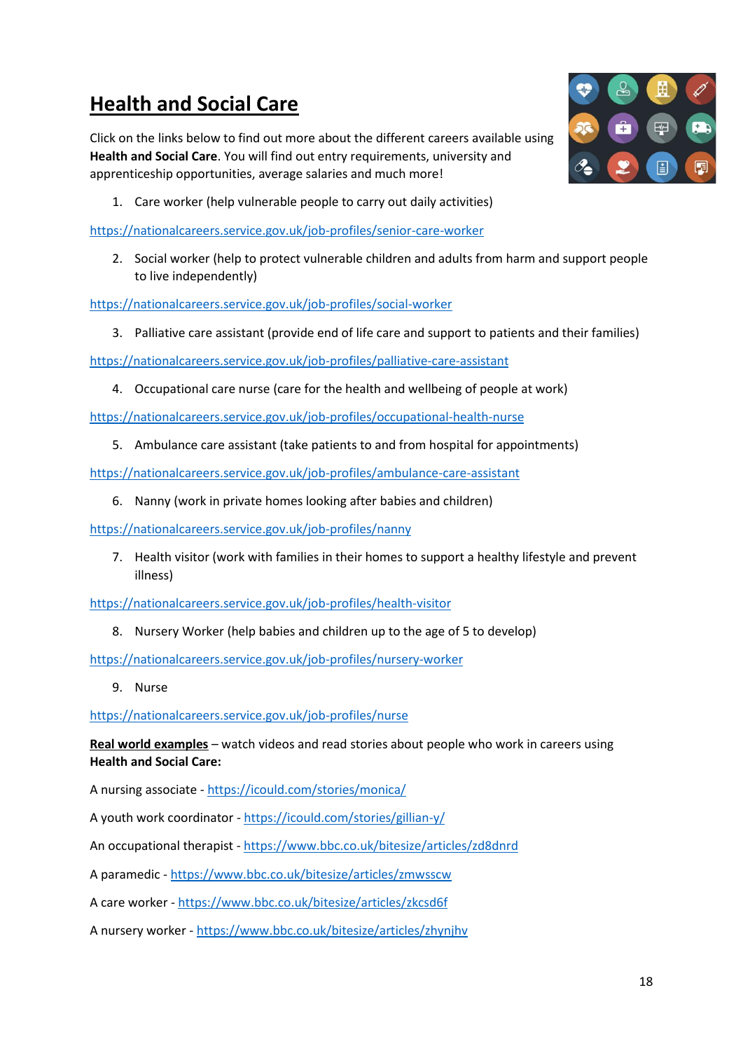# Health and Social Care

Click on the links below to find out more about the different careers available using **Health and Social Care**. You will find out entry requirements, university and apprenticeship opportunities, average salaries and much more!

1. Care worker (help vulnerable people to carry out daily activities)

https://nationalcareers.service.gov.uk/job-profiles/senior-care-worker

2. Social worker (help to protect vulnerable children and adults from harm and support people to live independently)

https://nationalcareers.service.gov.uk/job-profiles/social-worker

3. Palliative care assistant (provide end of life care and support to patients and their families)

https://nationalcareers.service.gov.uk/job-profiles/palliative-care-assistant

4. Occupational care nurse (care for the health and wellbeing of people at work)

https://nationalcareers.service.gov.uk/job-profiles/occupational-health-nurse

5. Ambulance care assistant (take patients to and from hospital for appointments)

https://nationalcareers.service.gov.uk/job-profiles/ambulance-care-assistant

6. Nanny (work in private homes looking after babies and children)

https://nationalcareers.service.gov.uk/job-profiles/nanny

7. Health visitor (work with families in their homes to support a healthy lifestyle and prevent illness)

https://nationalcareers.service.gov.uk/job-profiles/health-visitor

8. Nursery Worker (help babies and children up to the age of 5 to develop)

https://nationalcareers.service.gov.uk/job-profiles/nursery-worker

9. Nurse

https://nationalcareers.service.gov.uk/job-profiles/nurse

**Real world examples** – watch videos and read stories about people who work in careers using **Health and Social Care:**

A nursing associate - https://icould.com/stories/monica/

A youth work coordinator - https://icould.com/stories/gillian-y/

An occupational therapist - https://www.bbc.co.uk/bitesize/articles/zd8dnrd

A paramedic - https://www.bbc.co.uk/bitesize/articles/zmwsscw

A care worker - https://www.bbc.co.uk/bitesize/articles/zkcsd6f

A nursery worker - https://www.bbc.co.uk/bitesize/articles/zhynjhv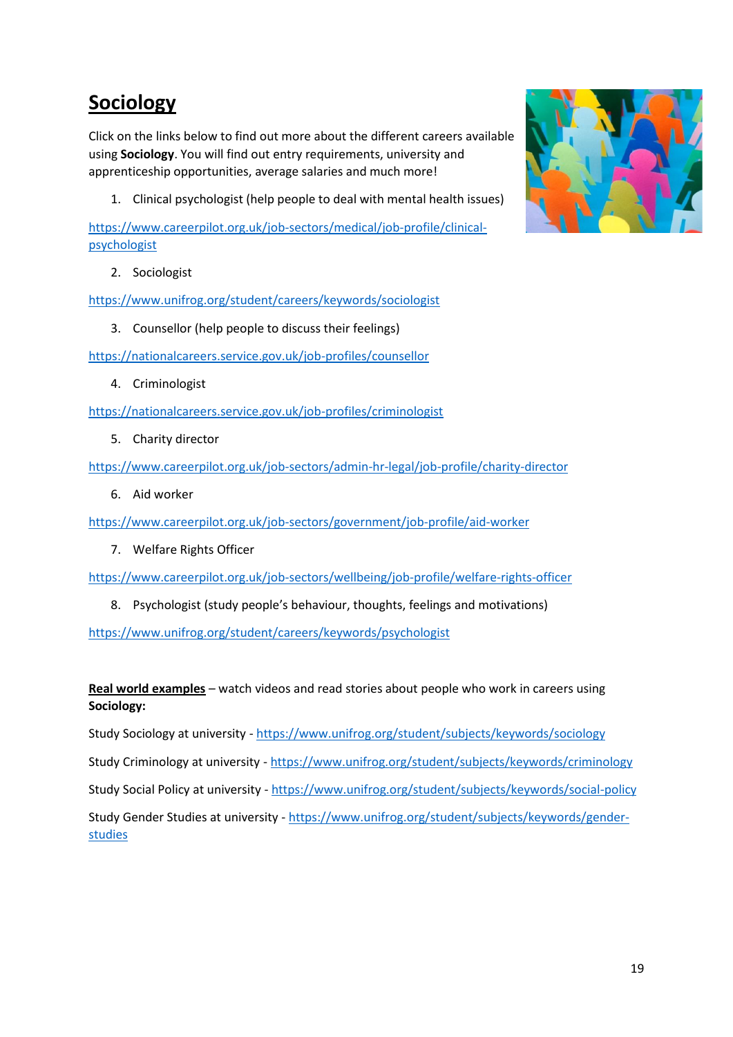# Sociology

Click on the links below to find out more about the different careers available using **Sociology**. You will find out entry requirements, university and apprenticeship opportunities, average salaries and much more!

1. Clinical psychologist (help people to deal with mental health issues)

https://www.careerpilot.org.uk/job-sectors/medical/job-profile/clinical-psychologist

2. Sociologist

https://www.unifrog.org/student/careers/keywords/sociologist

3. Counsellor (help people to discuss their feelings)

https://nationalcareers.service.gov.uk/job-profiles/counsellor

4. Criminologist

https://nationalcareers.service.gov.uk/job-profiles/criminologist

5. Charity director

https://www.careerpilot.org.uk/job-sectors/admin-hr-legal/job-profile/charity-director

6. Aid worker

https://www.careerpilot.org.uk/job-sectors/government/job-profile/aid-worker

7. Welfare Rights Officer

https://www.careerpilot.org.uk/job-sectors/wellbeing/job-profile/welfare-rights-officer

8. Psychologist (study people's behaviour, thoughts, feelings and motivations)

https://www.unifrog.org/student/careers/keywords/psychologist

**Real world examples** – watch videos and read stories about people who work in careers using **Sociology:**

Study Sociology at university - https://www.unifrog.org/student/subjects/keywords/sociology

Study Criminology at university - https://www.unifrog.org/student/subjects/keywords/criminology

Study Social Policy at university - https://www.unifrog.org/student/subjects/keywords/social-policy

Study Gender Studies at university - https://www.unifrog.org/student/subjects/keywords/gender-studies